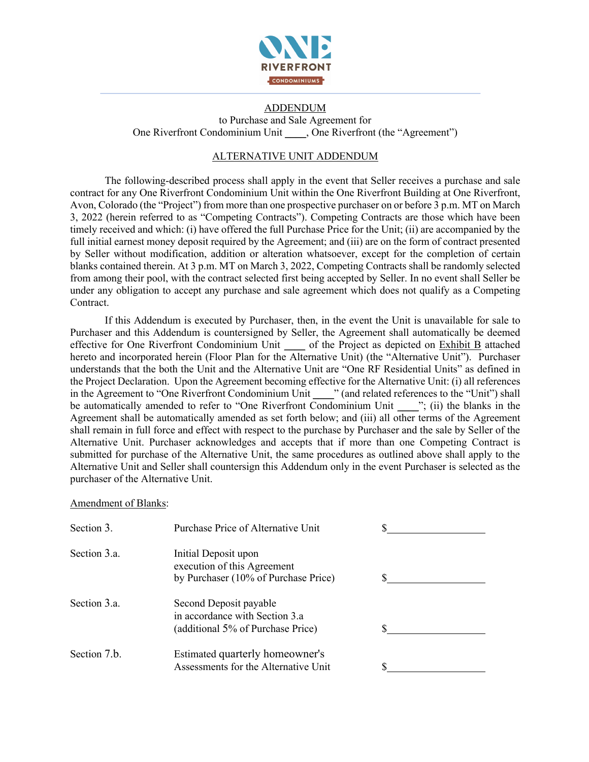ONE RIVERFRONT CONDOMINIUMS

ADDENDUM

to Purchase and Sale Agreement for
One Riverfront Condominium Unit ____, One Riverfront (the "Agreement")

ALTERNATIVE UNIT ADDENDUM

The following-described process shall apply in the event that Seller receives a purchase and sale contract for any One Riverfront Condominium Unit within the One Riverfront Building at One Riverfront, Avon, Colorado (the "Project") from more than one prospective purchaser on or before 3 p.m. MT on March 3, 2022 (herein referred to as "Competing Contracts"). Competing Contracts are those which have been timely received and which: (i) have offered the full Purchase Price for the Unit; (ii) are accompanied by the full initial earnest money deposit required by the Agreement; and (iii) are on the form of contract presented by Seller without modification, addition or alteration whatsoever, except for the completion of certain blanks contained therein. At 3 p.m. MT on March 3, 2022, Competing Contracts shall be randomly selected from among their pool, with the contract selected first being accepted by Seller. In no event shall Seller be under any obligation to accept any purchase and sale agreement which does not qualify as a Competing Contract.

If this Addendum is executed by Purchaser, then, in the event the Unit is unavailable for sale to Purchaser and this Addendum is countersigned by Seller, the Agreement shall automatically be deemed effective for One Riverfront Condominium Unit ____ of the Project as depicted on Exhibit B attached hereto and incorporated herein (Floor Plan for the Alternative Unit) (the "Alternative Unit"). Purchaser understands that the both the Unit and the Alternative Unit are "One RF Residential Units" as defined in the Project Declaration. Upon the Agreement becoming effective for the Alternative Unit: (i) all references in the Agreement to "One Riverfront Condominium Unit ____" (and related references to the "Unit") shall be automatically amended to refer to "One Riverfront Condominium Unit ____"; (ii) the blanks in the Agreement shall be automatically amended as set forth below; and (iii) all other terms of the Agreement shall remain in full force and effect with respect to the purchase by Purchaser and the sale by Seller of the Alternative Unit. Purchaser acknowledges and accepts that if more than one Competing Contract is submitted for purchase of the Alternative Unit, the same procedures as outlined above shall apply to the Alternative Unit and Seller shall countersign this Addendum only in the event Purchaser is selected as the purchaser of the Alternative Unit.

Amendment of Blanks:

| | | |
|---|---|---|
| Section 3. | Purchase Price of Alternative Unit | $__________________ |
| Section 3.a. | Initial Deposit upon execution of this Agreement by Purchaser (10% of Purchase Price) | $__________________ |
| Section 3.a. | Second Deposit payable in accordance with Section 3.a (additional 5% of Purchase Price) | $__________________ |
| Section 7.b. | Estimated quarterly homeowner's Assessments for the Alternative Unit | $__________________ |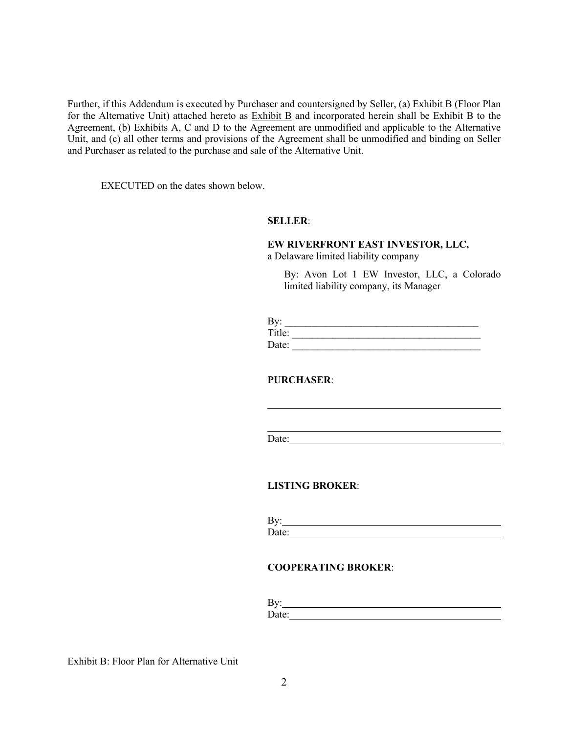Further, if this Addendum is executed by Purchaser and countersigned by Seller, (a) Exhibit B (Floor Plan for the Alternative Unit) attached hereto as Exhibit B and incorporated herein shall be Exhibit B to the Agreement, (b) Exhibits A, C and D to the Agreement are unmodified and applicable to the Alternative Unit, and (c) all other terms and provisions of the Agreement shall be unmodified and binding on Seller and Purchaser as related to the purchase and sale of the Alternative Unit.

EXECUTED on the dates shown below.

**SELLER**:

**EW RIVERFRONT EAST INVESTOR, LLC,**
a Delaware limited liability company

By: Avon Lot 1 EW Investor, LLC, a Colorado limited liability company, its Manager

By: ________________________________________
Title: ______________________________________
Date: ______________________________________

**PURCHASER**:

____________________________________________

____________________________________________
Date: ______________________________________

**LISTING BROKER**:

By: ________________________________________
Date: ______________________________________

**COOPERATING BROKER**:

By: ________________________________________
Date: ______________________________________

Exhibit B: Floor Plan for Alternative Unit